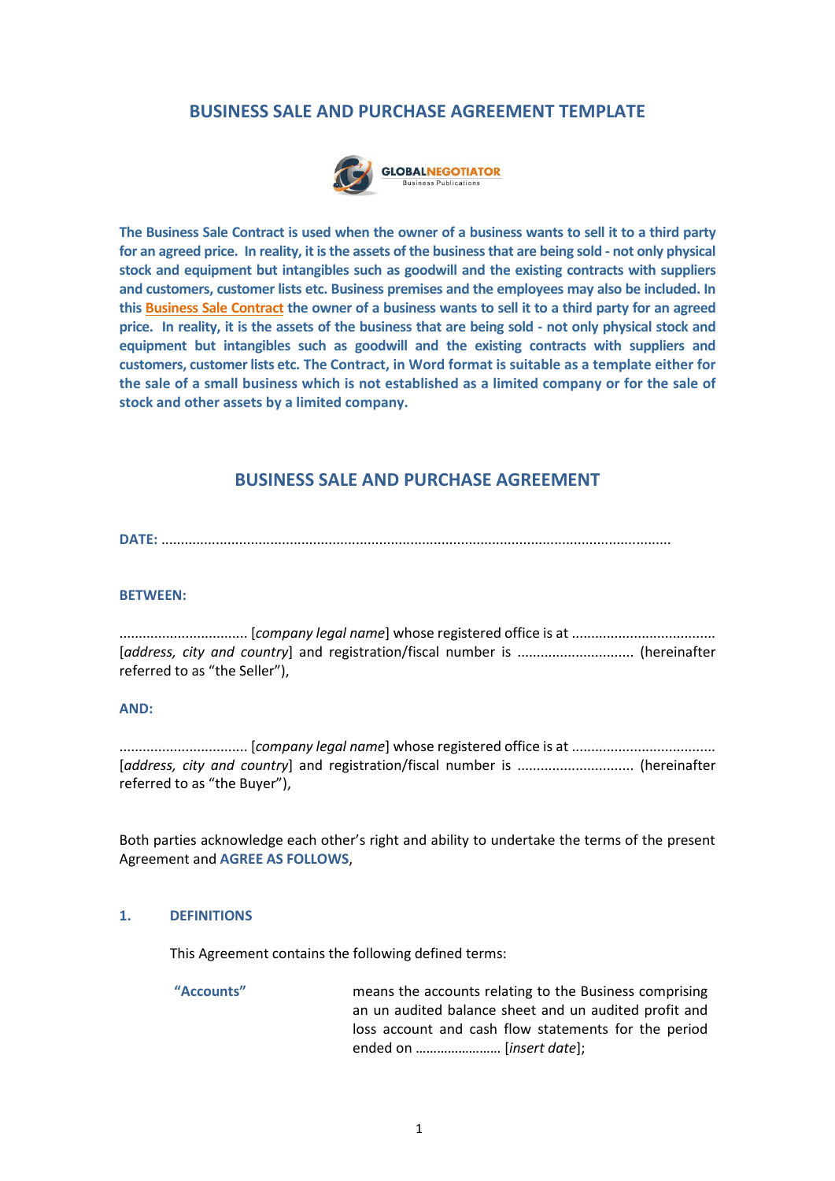# BUSINESS SALE AND PURCHASE AGREEMENT TEMPLATE

**The Business Sale Contract is used when the owner of a business wants to sell it to a third party for an agreed price. In reality, it is the assets of the business that are being sold - not only physical stock and equipment but intangibles such as goodwill and the existing contracts with suppliers and customers, customer lists etc. Business premises and the employees may also be included. In this Business Sale Contract the owner of a business wants to sell it to a third party for an agreed price. In reality, it is the assets of the business that are being sold - not only physical stock and equipment but intangibles such as goodwill and the existing contracts with suppliers and customers, customer lists etc. The Contract, in Word format is suitable as a template either for the sale of a small business which is not established as a limited company or for the sale of stock and other assets by a limited company.**

## BUSINESS SALE AND PURCHASE AGREEMENT

**DATE:** ..................................................................................................................................

**BETWEEN:**

................................ [*company legal name*] whose registered office is at .................................... [*address, city and country*] and registration/fiscal number is ............................. (hereinafter referred to as "the Seller"),

**AND:**

................................ [*company legal name*] whose registered office is at .................................... [*address, city and country*] and registration/fiscal number is ............................. (hereinafter referred to as "the Buyer"),

Both parties acknowledge each other's right and ability to undertake the terms of the present Agreement and **AGREE AS FOLLOWS**,

### 1. DEFINITIONS

This Agreement contains the following defined terms:

**"Accounts"** means the accounts relating to the Business comprising an un audited balance sheet and un audited profit and loss account and cash flow statements for the period ended on …………………… [*insert date*];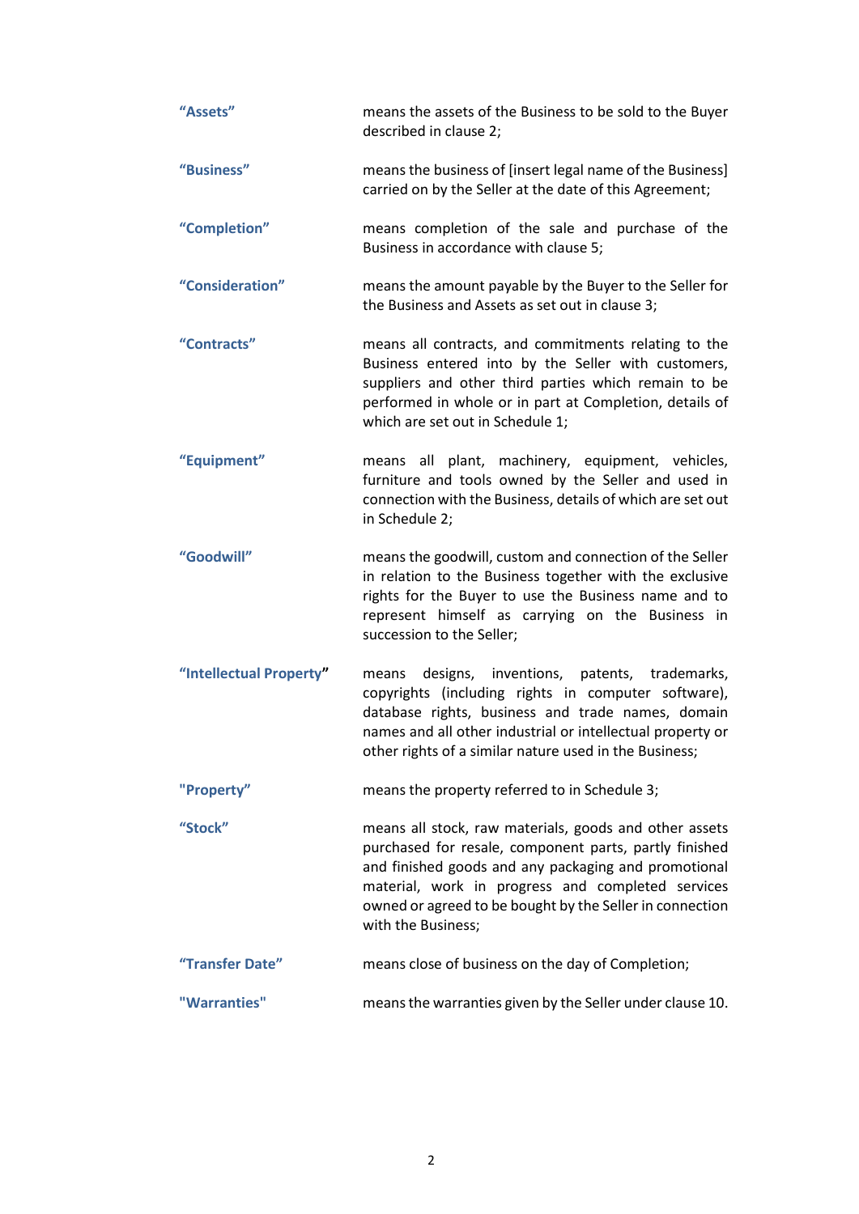| | |
|---|---|
| **"Assets"** | means the assets of the Business to be sold to the Buyer described in clause 2; |
| **"Business"** | means the business of [insert legal name of the Business] carried on by the Seller at the date of this Agreement; |
| **"Completion"** | means completion of the sale and purchase of the Business in accordance with clause 5; |
| **"Consideration"** | means the amount payable by the Buyer to the Seller for the Business and Assets as set out in clause 3; |
| **"Contracts"** | means all contracts, and commitments relating to the Business entered into by the Seller with customers, suppliers and other third parties which remain to be performed in whole or in part at Completion, details of which are set out in Schedule 1; |
| **"Equipment"** | means all plant, machinery, equipment, vehicles, furniture and tools owned by the Seller and used in connection with the Business, details of which are set out in Schedule 2; |
| **"Goodwill"** | means the goodwill, custom and connection of the Seller in relation to the Business together with the exclusive rights for the Buyer to use the Business name and to represent himself as carrying on the Business in succession to the Seller; |
| **"Intellectual Property"** | means designs, inventions, patents, trademarks, copyrights (including rights in computer software), database rights, business and trade names, domain names and all other industrial or intellectual property or other rights of a similar nature used in the Business; |
| **"Property"** | means the property referred to in Schedule 3; |
| **"Stock"** | means all stock, raw materials, goods and other assets purchased for resale, component parts, partly finished and finished goods and any packaging and promotional material, work in progress and completed services owned or agreed to be bought by the Seller in connection with the Business; |
| **"Transfer Date"** | means close of business on the day of Completion; |
| **"Warranties"** | means the warranties given by the Seller under clause 10. |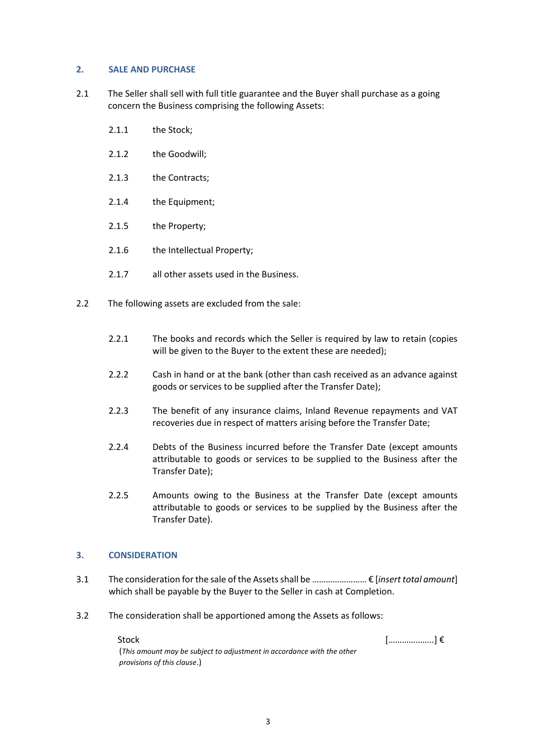## 2. SALE AND PURCHASE

2.1 The Seller shall sell with full title guarantee and the Buyer shall purchase as a going concern the Business comprising the following Assets:

- 2.1.1 the Stock;
- 2.1.2 the Goodwill;
- 2.1.3 the Contracts;
- 2.1.4 the Equipment;
- 2.1.5 the Property;
- 2.1.6 the Intellectual Property;
- 2.1.7 all other assets used in the Business.

2.2 The following assets are excluded from the sale:

- 2.2.1 The books and records which the Seller is required by law to retain (copies will be given to the Buyer to the extent these are needed);
- 2.2.2 Cash in hand or at the bank (other than cash received as an advance against goods or services to be supplied after the Transfer Date);
- 2.2.3 The benefit of any insurance claims, Inland Revenue repayments and VAT recoveries due in respect of matters arising before the Transfer Date;
- 2.2.4 Debts of the Business incurred before the Transfer Date (except amounts attributable to goods or services to be supplied to the Business after the Transfer Date);
- 2.2.5 Amounts owing to the Business at the Transfer Date (except amounts attributable to goods or services to be supplied by the Business after the Transfer Date).

## 3. CONSIDERATION

3.1 The consideration for the sale of the Assets shall be …………………… € [*insert total amount*] which shall be payable by the Buyer to the Seller in cash at Completion.

3.2 The consideration shall be apportioned among the Assets as follows:

| | |
|---|---|
| Stock<br>(*This amount may be subject to adjustment in accordance with the other provisions of this clause*.) | […………………] € |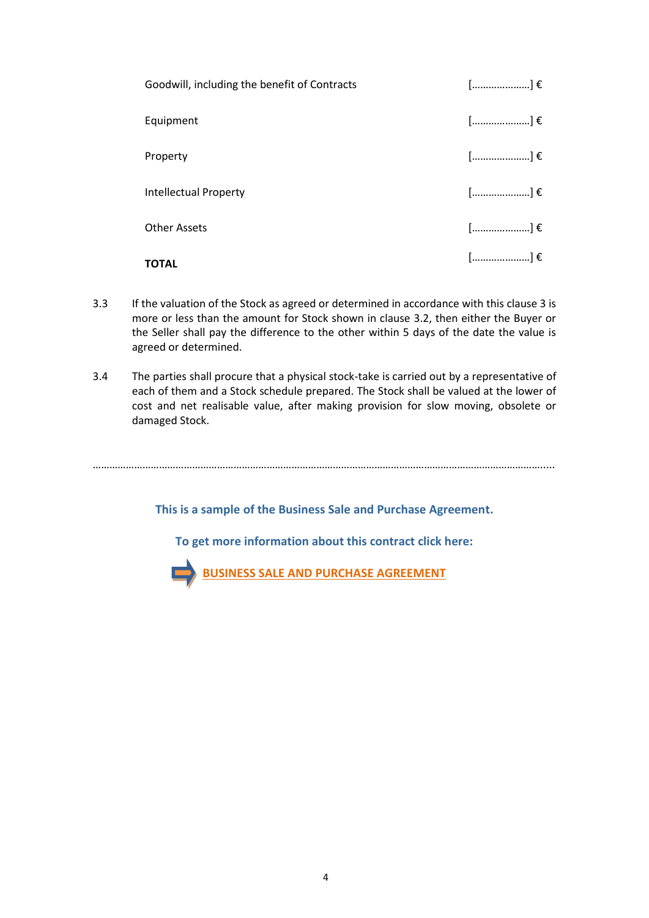| | |
|---|---|
| Goodwill, including the benefit of Contracts | [………………….] € |
| Equipment | [………………….] € |
| Property | [………………….] € |
| Intellectual Property | [………………….] € |
| Other Assets | [………………….] € |
| **TOTAL** | [………………….] € |

3.3 If the valuation of the Stock as agreed or determined in accordance with this clause 3 is more or less than the amount for Stock shown in clause 3.2, then either the Buyer or the Seller shall pay the difference to the other within 5 days of the date the value is agreed or determined.

3.4 The parties shall procure that a physical stock-take is carried out by a representative of each of them and a Stock schedule prepared. The Stock shall be valued at the lower of cost and net realisable value, after making provision for slow moving, obsolete or damaged Stock.

……………………………………………………………………………………………………………………………………………

**This is a sample of the Business Sale and Purchase Agreement.**

**To get more information about this contract click here:**

**BUSINESS SALE AND PURCHASE AGREEMENT**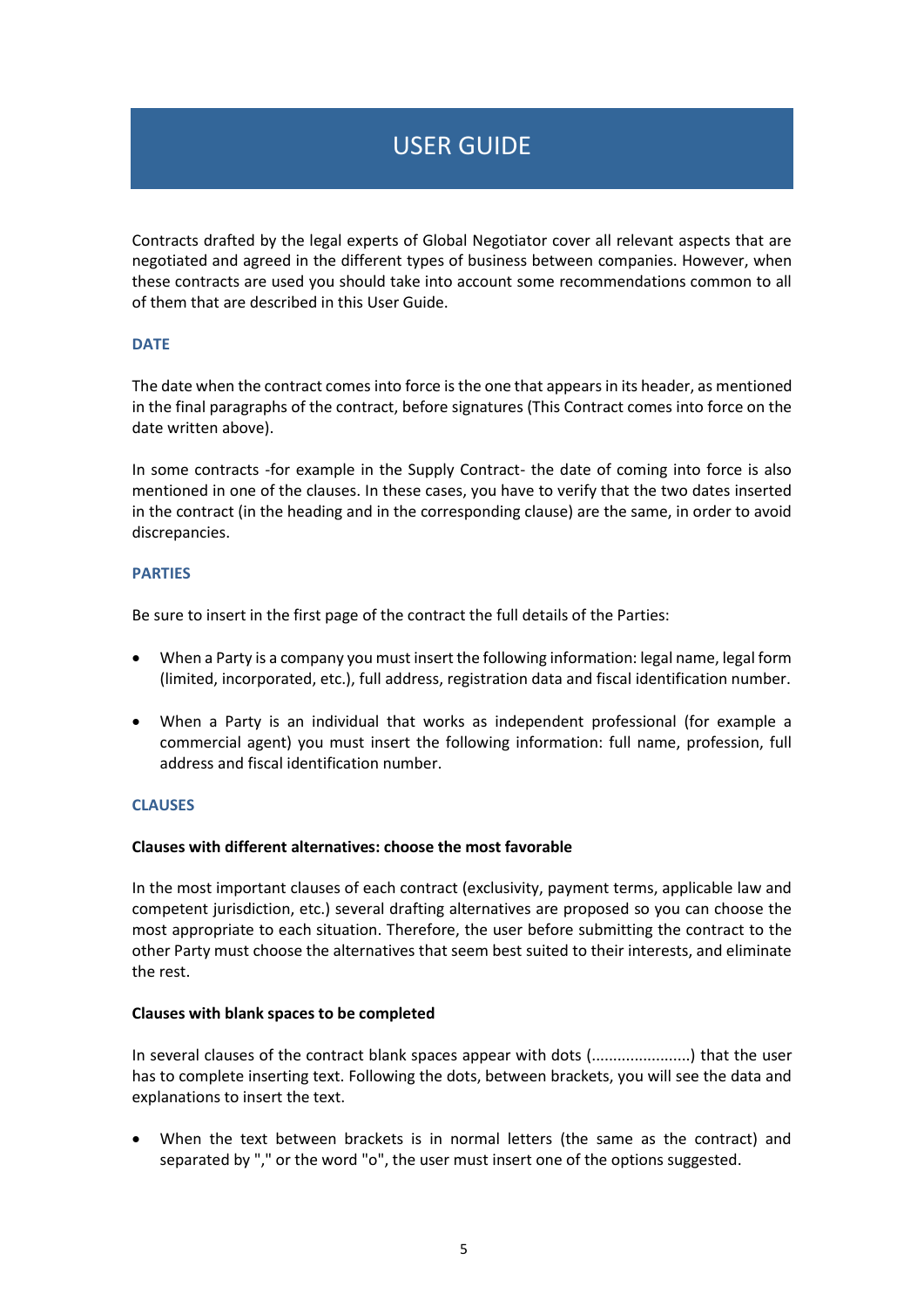# USER GUIDE

Contracts drafted by the legal experts of Global Negotiator cover all relevant aspects that are negotiated and agreed in the different types of business between companies. However, when these contracts are used you should take into account some recommendations common to all of them that are described in this User Guide.

## DATE

The date when the contract comes into force is the one that appears in its header, as mentioned in the final paragraphs of the contract, before signatures (This Contract comes into force on the date written above).

In some contracts -for example in the Supply Contract- the date of coming into force is also mentioned in one of the clauses. In these cases, you have to verify that the two dates inserted in the contract (in the heading and in the corresponding clause) are the same, in order to avoid discrepancies.

## PARTIES

Be sure to insert in the first page of the contract the full details of the Parties:

- When a Party is a company you must insert the following information: legal name, legal form (limited, incorporated, etc.), full address, registration data and fiscal identification number.
- When a Party is an individual that works as independent professional (for example a commercial agent) you must insert the following information: full name, profession, full address and fiscal identification number.

## CLAUSES

**Clauses with different alternatives: choose the most favorable**

In the most important clauses of each contract (exclusivity, payment terms, applicable law and competent jurisdiction, etc.) several drafting alternatives are proposed so you can choose the most appropriate to each situation. Therefore, the user before submitting the contract to the other Party must choose the alternatives that seem best suited to their interests, and eliminate the rest.

**Clauses with blank spaces to be completed**

In several clauses of the contract blank spaces appear with dots (.......................) that the user has to complete inserting text. Following the dots, between brackets, you will see the data and explanations to insert the text.

- When the text between brackets is in normal letters (the same as the contract) and separated by "," or the word "o", the user must insert one of the options suggested.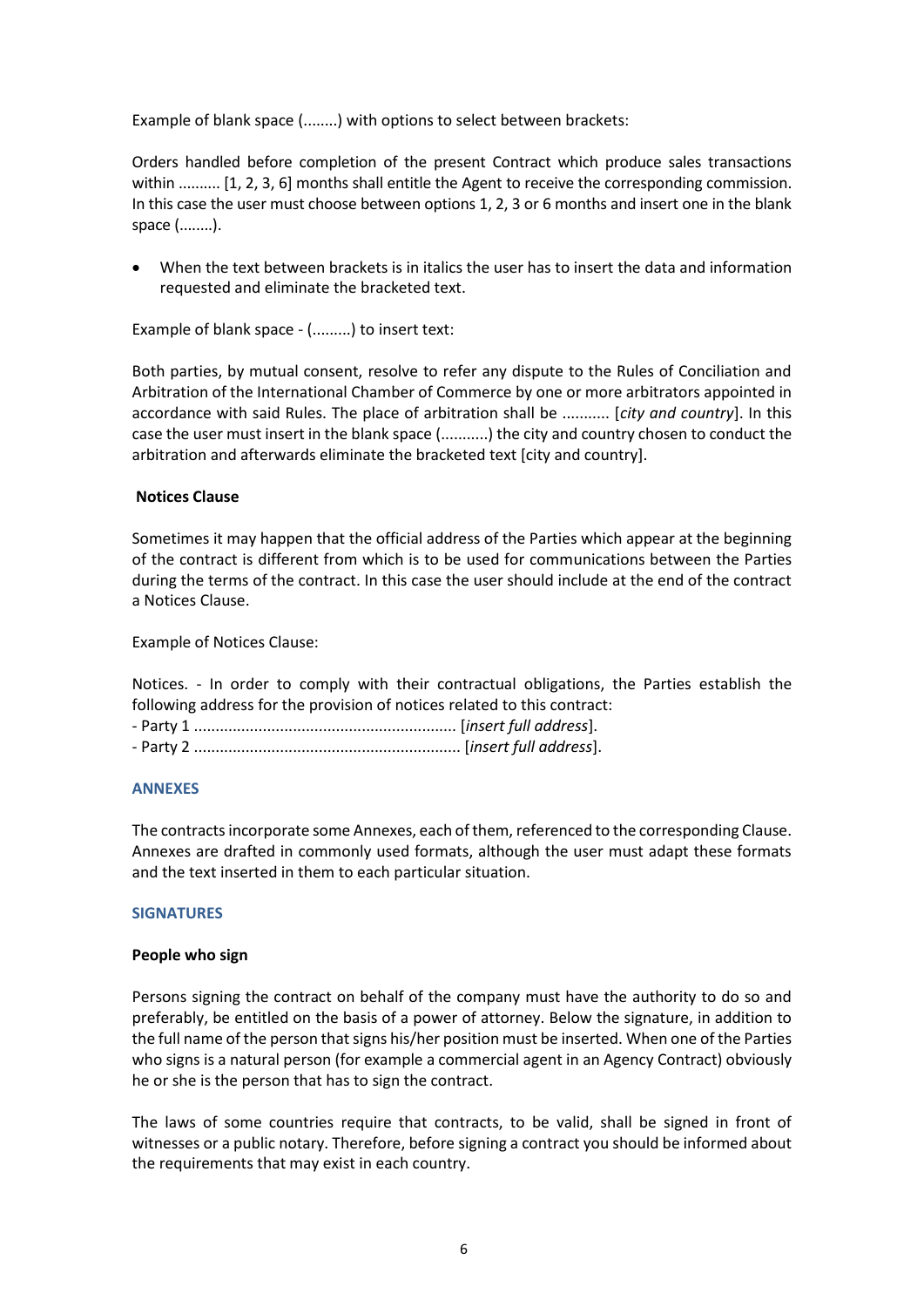Example of blank space (........) with options to select between brackets:

Orders handled before completion of the present Contract which produce sales transactions within .......... [1, 2, 3, 6] months shall entitle the Agent to receive the corresponding commission. In this case the user must choose between options 1, 2, 3 or 6 months and insert one in the blank space (........).

- When the text between brackets is in italics the user has to insert the data and information requested and eliminate the bracketed text.

Example of blank space - (.........) to insert text:

Both parties, by mutual consent, resolve to refer any dispute to the Rules of Conciliation and Arbitration of the International Chamber of Commerce by one or more arbitrators appointed in accordance with said Rules. The place of arbitration shall be ........... [*city and country*]. In this case the user must insert in the blank space (...........) the city and country chosen to conduct the arbitration and afterwards eliminate the bracketed text [city and country].

**Notices Clause**

Sometimes it may happen that the official address of the Parties which appear at the beginning of the contract is different from which is to be used for communications between the Parties during the terms of the contract. In this case the user should include at the end of the contract a Notices Clause.

Example of Notices Clause:

Notices. - In order to comply with their contractual obligations, the Parties establish the following address for the provision of notices related to this contract:
- Party 1 ............................................................ [*insert full address*].
- Party 2 ............................................................ [*insert full address*].

## ANNEXES

The contracts incorporate some Annexes, each of them, referenced to the corresponding Clause. Annexes are drafted in commonly used formats, although the user must adapt these formats and the text inserted in them to each particular situation.

## SIGNATURES

**People who sign**

Persons signing the contract on behalf of the company must have the authority to do so and preferably, be entitled on the basis of a power of attorney. Below the signature, in addition to the full name of the person that signs his/her position must be inserted. When one of the Parties who signs is a natural person (for example a commercial agent in an Agency Contract) obviously he or she is the person that has to sign the contract.

The laws of some countries require that contracts, to be valid, shall be signed in front of witnesses or a public notary. Therefore, before signing a contract you should be informed about the requirements that may exist in each country.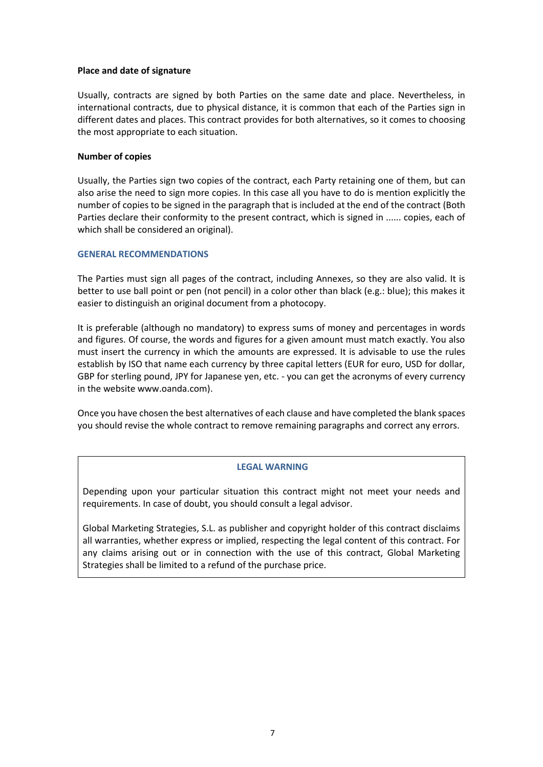**Place and date of signature**

Usually, contracts are signed by both Parties on the same date and place. Nevertheless, in international contracts, due to physical distance, it is common that each of the Parties sign in different dates and places. This contract provides for both alternatives, so it comes to choosing the most appropriate to each situation.

**Number of copies**

Usually, the Parties sign two copies of the contract, each Party retaining one of them, but can also arise the need to sign more copies. In this case all you have to do is mention explicitly the number of copies to be signed in the paragraph that is included at the end of the contract (Both Parties declare their conformity to the present contract, which is signed in ...... copies, each of which shall be considered an original).

## GENERAL RECOMMENDATIONS

The Parties must sign all pages of the contract, including Annexes, so they are also valid. It is better to use ball point or pen (not pencil) in a color other than black (e.g.: blue); this makes it easier to distinguish an original document from a photocopy.

It is preferable (although no mandatory) to express sums of money and percentages in words and figures. Of course, the words and figures for a given amount must match exactly. You also must insert the currency in which the amounts are expressed. It is advisable to use the rules establish by ISO that name each currency by three capital letters (EUR for euro, USD for dollar, GBP for sterling pound, JPY for Japanese yen, etc. - you can get the acronyms of every currency in the website www.oanda.com).

Once you have chosen the best alternatives of each clause and have completed the blank spaces you should revise the whole contract to remove remaining paragraphs and correct any errors.

## LEGAL WARNING

Depending upon your particular situation this contract might not meet your needs and requirements. In case of doubt, you should consult a legal advisor.

Global Marketing Strategies, S.L. as publisher and copyright holder of this contract disclaims all warranties, whether express or implied, respecting the legal content of this contract. For any claims arising out or in connection with the use of this contract, Global Marketing Strategies shall be limited to a refund of the purchase price.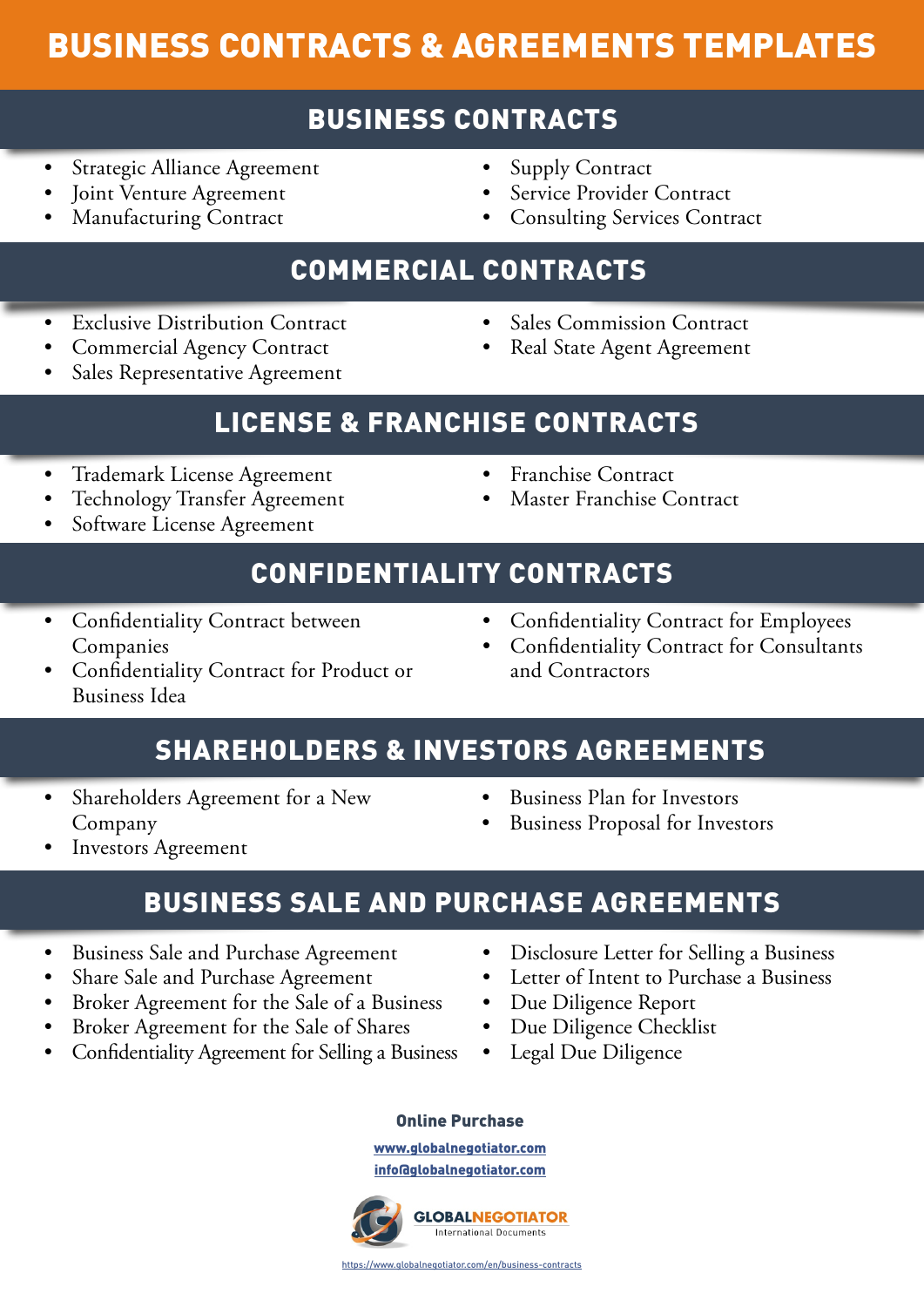# BUSINESS CONTRACTS & AGREEMENTS TEMPLATES

## BUSINESS CONTRACTS

- Strategic Alliance Agreement
- Joint Venture Agreement
- Manufacturing Contract
- Supply Contract
- Service Provider Contract
- Consulting Services Contract

## COMMERCIAL CONTRACTS

- Exclusive Distribution Contract
- Commercial Agency Contract
- Sales Representative Agreement
- Sales Commission Contract
- Real State Agent Agreement

## LICENSE & FRANCHISE CONTRACTS

- Trademark License Agreement
- Technology Transfer Agreement
- Software License Agreement
- Franchise Contract
- Master Franchise Contract

## CONFIDENTIALITY CONTRACTS

- Confidentiality Contract between Companies
- Confidentiality Contract for Product or Business Idea
- Confidentiality Contract for Employees
- Confidentiality Contract for Consultants and Contractors

## SHAREHOLDERS & INVESTORS AGREEMENTS

- Shareholders Agreement for a New Company
- Investors Agreement
- Business Plan for Investors
- Business Proposal for Investors

## BUSINESS SALE AND PURCHASE AGREEMENTS

- Business Sale and Purchase Agreement
- Share Sale and Purchase Agreement
- Broker Agreement for the Sale of a Business
- Broker Agreement for the Sale of Shares
- Confidentiality Agreement for Selling a Business
- Disclosure Letter for Selling a Business
- Letter of Intent to Purchase a Business
- Due Diligence Report
- Due Diligence Checklist
- Legal Due Diligence

**Online Purchase**

www.globalnegotiator.com

info@globalnegotiator.com

GLOBALNEGOTIATOR
International Documents

https://www.globalnegotiator.com/en/business-contracts